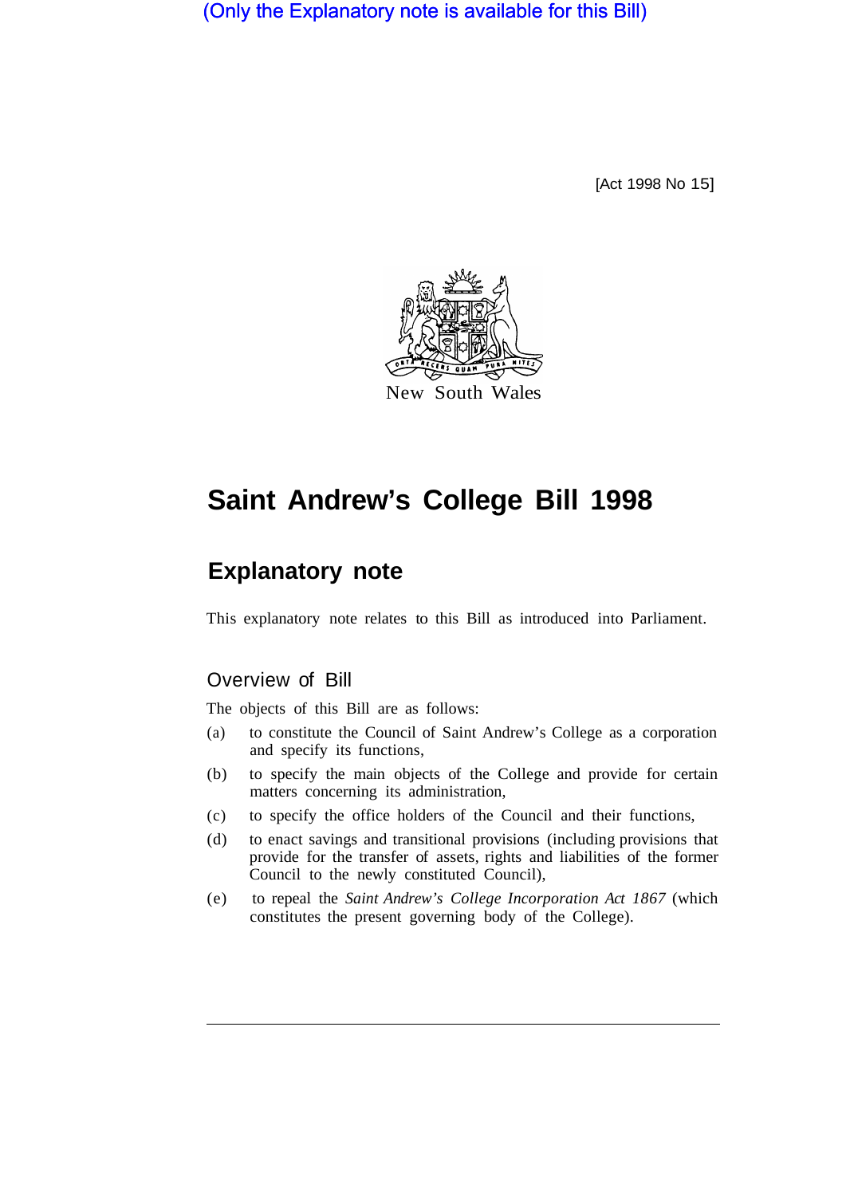(Only the Explanatory note is available for this Bill)

[Act 1998 No 15]

New South Wales

# Saint Andrew's College Bill 1998

## Explanatory note

This explanatory note relates to this Bill as introduced into Parliament.

### Overview of Bill

The objects of this Bill are as follows:

(a) to constitute the Council of Saint Andrew's College as a corporation and specify its functions,

(b) to specify the main objects of the College and provide for certain matters concerning its administration,

(c) to specify the office holders of the Council and their functions,

(d) to enact savings and transitional provisions (including provisions that provide for the transfer of assets, rights and liabilities of the former Council to the newly constituted Council),

(e) to repeal the *Saint Andrew's College Incorporation Act 1867* (which constitutes the present governing body of the College).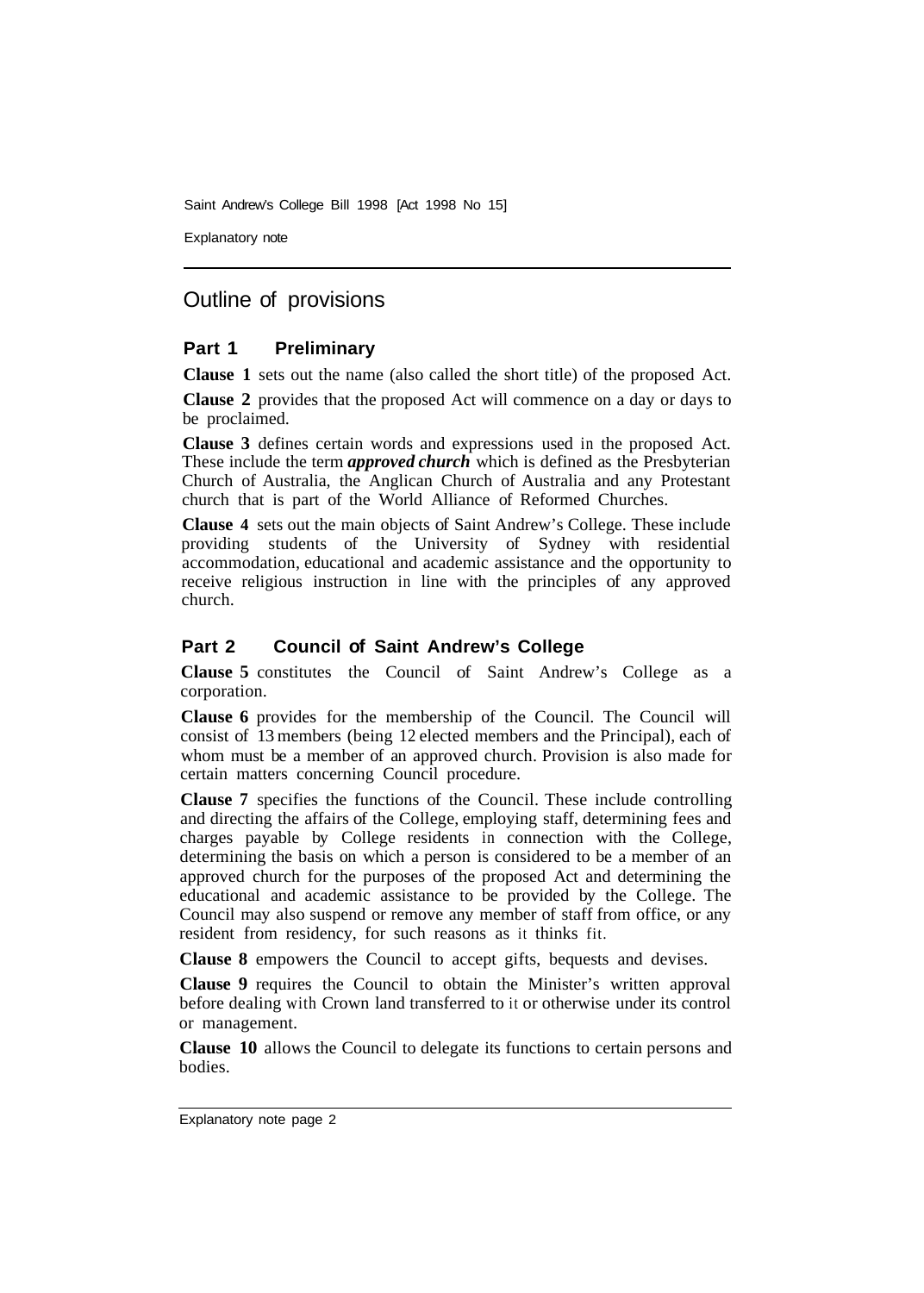## Outline of provisions

### Part 1 Preliminary

**Clause 1** sets out the name (also called the short title) of the proposed Act.

**Clause 2** provides that the proposed Act will commence on a day or days to be proclaimed.

**Clause 3** defines certain words and expressions used in the proposed Act. These include the term ***approved church*** which is defined as the Presbyterian Church of Australia, the Anglican Church of Australia and any Protestant church that is part of the World Alliance of Reformed Churches.

**Clause 4** sets out the main objects of Saint Andrew's College. These include providing students of the University of Sydney with residential accommodation, educational and academic assistance and the opportunity to receive religious instruction in line with the principles of any approved church.

### Part 2 Council of Saint Andrew's College

**Clause 5** constitutes the Council of Saint Andrew's College as a corporation.

**Clause 6** provides for the membership of the Council. The Council will consist of 13 members (being 12 elected members and the Principal), each of whom must be a member of an approved church. Provision is also made for certain matters concerning Council procedure.

**Clause 7** specifies the functions of the Council. These include controlling and directing the affairs of the College, employing staff, determining fees and charges payable by College residents in connection with the College, determining the basis on which a person is considered to be a member of an approved church for the purposes of the proposed Act and determining the educational and academic assistance to be provided by the College. The Council may also suspend or remove any member of staff from office, or any resident from residency, for such reasons as it thinks fit.

**Clause 8** empowers the Council to accept gifts, bequests and devises.

**Clause 9** requires the Council to obtain the Minister's written approval before dealing with Crown land transferred to it or otherwise under its control or management.

**Clause 10** allows the Council to delegate its functions to certain persons and bodies.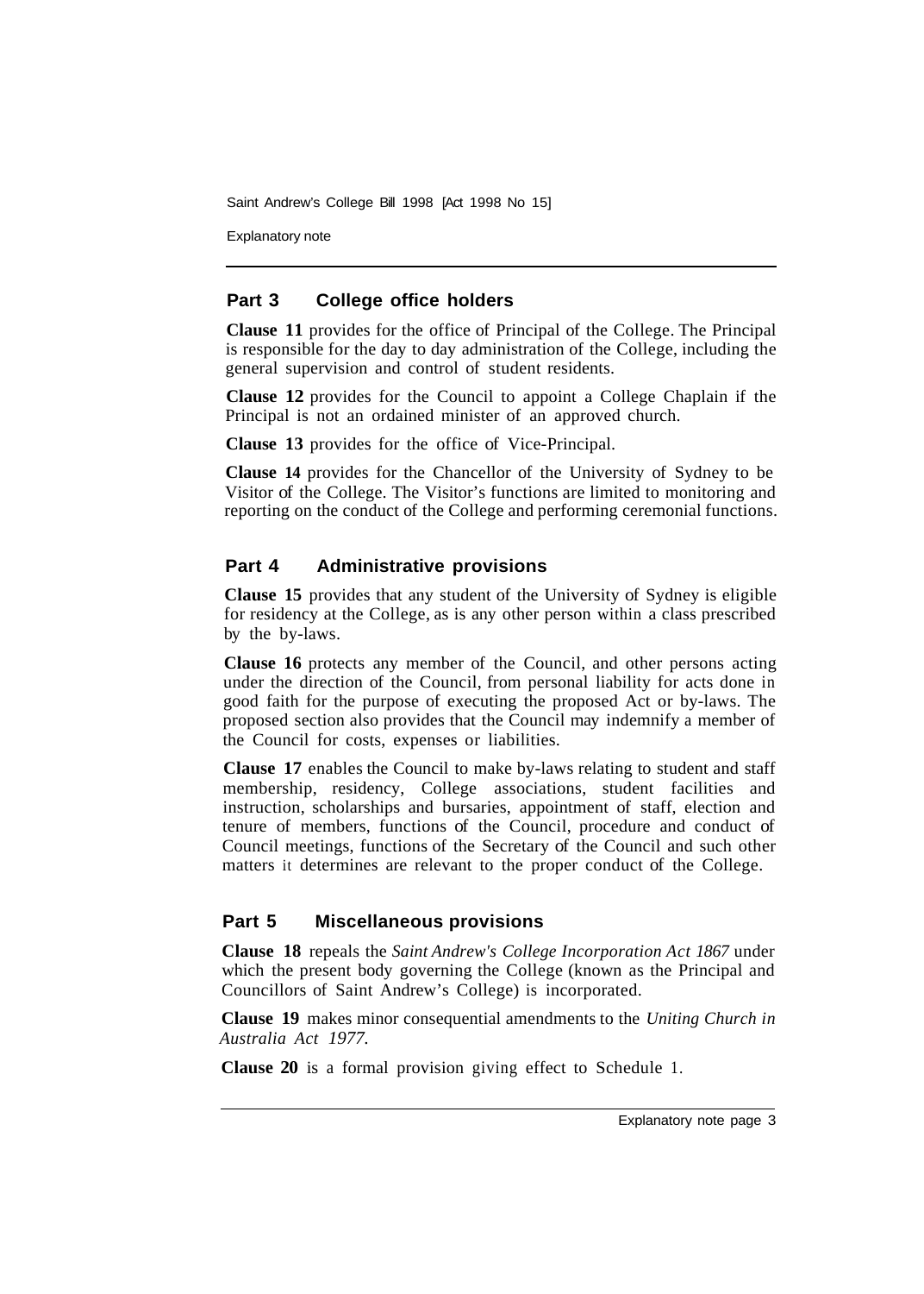## Part 3 College office holders

**Clause 11** provides for the office of Principal of the College. The Principal is responsible for the day to day administration of the College, including the general supervision and control of student residents.

**Clause 12** provides for the Council to appoint a College Chaplain if the Principal is not an ordained minister of an approved church.

**Clause 13** provides for the office of Vice-Principal.

**Clause 14** provides for the Chancellor of the University of Sydney to be Visitor of the College. The Visitor's functions are limited to monitoring and reporting on the conduct of the College and performing ceremonial functions.

## Part 4 Administrative provisions

**Clause 15** provides that any student of the University of Sydney is eligible for residency at the College, as is any other person within a class prescribed by the by-laws.

**Clause 16** protects any member of the Council, and other persons acting under the direction of the Council, from personal liability for acts done in good faith for the purpose of executing the proposed Act or by-laws. The proposed section also provides that the Council may indemnify a member of the Council for costs, expenses or liabilities.

**Clause 17** enables the Council to make by-laws relating to student and staff membership, residency, College associations, student facilities and instruction, scholarships and bursaries, appointment of staff, election and tenure of members, functions of the Council, procedure and conduct of Council meetings, functions of the Secretary of the Council and such other matters it determines are relevant to the proper conduct of the College.

## Part 5 Miscellaneous provisions

**Clause 18** repeals the *Saint Andrew's College Incorporation Act 1867* under which the present body governing the College (known as the Principal and Councillors of Saint Andrew's College) is incorporated.

**Clause 19** makes minor consequential amendments to the *Uniting Church in Australia Act 1977.*

**Clause 20** is a formal provision giving effect to Schedule 1.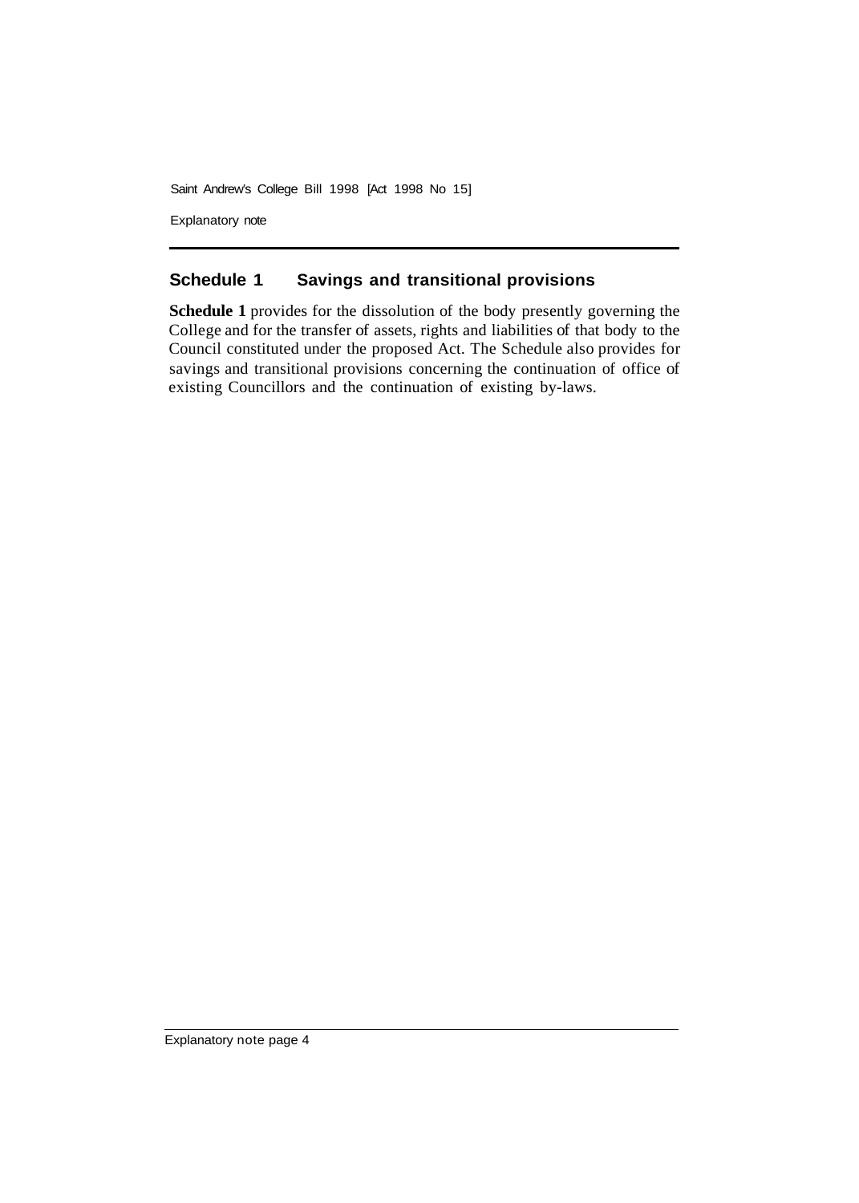## Schedule 1 Savings and transitional provisions

**Schedule 1** provides for the dissolution of the body presently governing the College and for the transfer of assets, rights and liabilities of that body to the Council constituted under the proposed Act. The Schedule also provides for savings and transitional provisions concerning the continuation of office of existing Councillors and the continuation of existing by-laws.